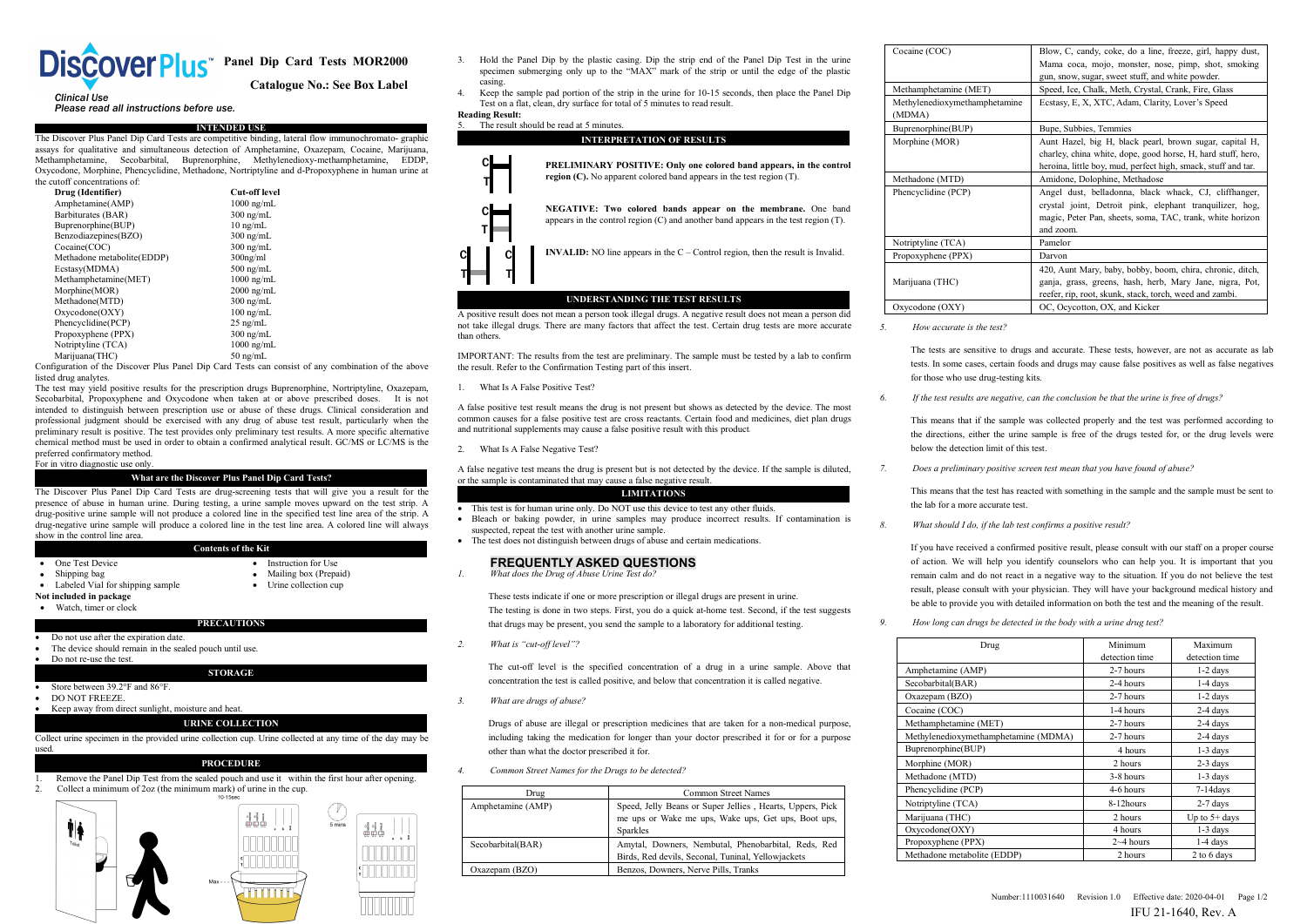# DiscoverPlus™ Panel Dip Card Tests MOR2000

**Catalogue No.: See Box Label**

*Clinical Use*
*Please read all instructions before use.*

## INTENDED USE

The Discover Plus Panel Dip Card Tests are competitive binding, lateral flow immunochromato- graphic assays for qualitative and simultaneous detection of Amphetamine, Oxazepam, Cocaine, Marijuana, Methamphetamine, Secobarbital, Buprenorphine, Methylenedioxy-methamphetamine, EDDP, Oxycodone, Morphine, Phencyclidine, Methadone, Nortriptyline and d-Propoxyphene in human urine at the cutoff concentrations of:

| Drug (Identifier) | Cut-off level |
|---|---|
| Amphetamine(AMP) | 1000 ng/mL |
| Barbiturates (BAR) | 300 ng/mL |
| Buprenorphine(BUP) | 10 ng/mL |
| Benzodiazepines(BZO) | 300 ng/mL |
| Cocaine(COC) | 300 ng/mL |
| Methadone metabolite(EDDP) | 300ng/ml |
| Ecstasy(MDMA) | 500 ng/mL |
| Methamphetamine(MET) | 1000 ng/mL |
| Morphine(MOR) | 2000 ng/mL |
| Methadone(MTD) | 300 ng/mL |
| Oxycodone(OXY) | 100 ng/mL |
| Phencyclidine(PCP) | 25 ng/mL |
| Propoxyphene (PPX) | 300 ng/mL |
| Notriptyline (TCA) | 1000 ng/mL |
| Marijuana(THC) | 50 ng/mL |

Configuration of the Discover Plus Panel Dip Card Tests can consist of any combination of the above listed drug analytes.

The test may yield positive results for the prescription drugs Buprenorphine, Nortriptyline, Oxazepam, Secobarbital, Propoxyphene and Oxycodone when taken at or above prescribed doses. It is not intended to distinguish between prescription use or abuse of these drugs. Clinical consideration and professional judgment should be exercised with any drug of abuse test result, particularly when the preliminary result is positive. The test provides only preliminary test results. A more specific alternative chemical method must be used in order to obtain a confirmed analytical result. GC/MS or LC/MS is the preferred confirmatory method.

For in vitro diagnostic use only.

## What are the Discover Plus Panel Dip Card Tests?

The Discover Plus Panel Dip Card Tests are drug-screening tests that will give you a result for the presence of abuse in human urine. During testing, a urine sample moves upward on the test strip. A drug-positive urine sample will not produce a colored line in the specified test line area of the strip. A drug-negative urine sample will produce a colored line in the test line area. A colored line will always show in the control line area.

## Contents of the Kit

- One Test Device
- Shipping bag
- Labeled Vial for shipping sample
- Instruction for Use
- Mailing box (Prepaid)
- Urine collection cup

**Not included in package**

- Watch, timer or clock

## PRECAUTIONS

- Do not use after the expiration date.
- The device should remain in the sealed pouch until use.
- Do not re-use the test.

## STORAGE

- Store between 39.2°F and 86°F.
- DO NOT FREEZE.
- Keep away from direct sunlight, moisture and heat.

## URINE COLLECTION

Collect urine specimen in the provided urine collection cup. Urine collected at any time of the day may be used.

## PROCEDURE

1. Remove the Panel Dip Test from the sealed pouch and use it within the first hour after opening.
2. Collect a minimum of 2oz (the minimum mark) of urine in the cup.
3. Hold the Panel Dip by the plastic casing. Dip the strip end of the Panel Dip Test in the urine specimen submerging only up to the "MAX" mark of the strip or until the edge of the plastic casing.
4. Keep the sample pad portion of the strip in the urine for 10-15 seconds, then place the Panel Dip Test on a flat, clean, dry surface for total of 5 minutes to read result.

**Reading Result:**

5. The result should be read at 5 minutes.

## INTERPRETATION OF RESULTS

**PRELIMINARY POSITIVE: Only one colored band appears, in the control region (C).** No apparent colored band appears in the test region (T).

**NEGATIVE: Two colored bands appear on the membrane.** One band appears in the control region (C) and another band appears in the test region (T).

**INVALID:** NO line appears in the C – Control region, then the result is Invalid.

## UNDERSTANDING THE TEST RESULTS

A positive result does not mean a person took illegal drugs. A negative result does not mean a person did not take illegal drugs. There are many factors that affect the test. Certain drug tests are more accurate than others.

IMPORTANT: The results from the test are preliminary. The sample must be tested by a lab to confirm the result. Refer to the Confirmation Testing part of this insert.

1. What Is A False Positive Test?

A false positive test result means the drug is not present but shows as detected by the device. The most common causes for a false positive test are cross reactants. Certain food and medicines, diet plan drugs and nutritional supplements may cause a false positive result with this product.

2. What Is A False Negative Test?

A false negative test means the drug is present but is not detected by the device. If the sample is diluted, or the sample is contaminated that may cause a false negative result.

## LIMITATIONS

- This test is for human urine only. Do NOT use this device to test any other fluids.
- Bleach or baking powder, in urine samples may produce incorrect results. If contamination is suspected, repeat the test with another urine sample.
- The test does not distinguish between drugs of abuse and certain medications.

## FREQUENTLY ASKED QUESTIONS

*1. What does the Drug of Abuse Urine Test do?*

These tests indicate if one or more prescription or illegal drugs are present in urine.

The testing is done in two steps. First, you do a quick at-home test. Second, if the test suggests that drugs may be present, you send the sample to a laboratory for additional testing.

*2. What is "cut-off level"?*

The cut-off level is the specified concentration of a drug in a urine sample. Above that concentration the test is called positive, and below that concentration it is called negative.

*3. What are drugs of abuse?*

Drugs of abuse are illegal or prescription medicines that are taken for a non-medical purpose, including taking the medication for longer than your doctor prescribed it for or for a purpose other than what the doctor prescribed it for.

*4. Common Street Names for the Drugs to be detected?*

| Drug | Common Street Names |
|---|---|
| Amphetamine (AMP) | Speed, Jelly Beans or Super Jellies , Hearts, Uppers, Pick me ups or Wake me ups, Wake ups, Get ups, Boot ups, Sparkles |
| Secobarbital(BAR) | Amytal, Downers, Nembutal, Phenobarbital, Reds, Red Birds, Red devils, Seconal, Tuninal, Yellowjackets |
| Oxazepam (BZO) | Benzos, Downers, Nerve Pills, Tranks |
| Cocaine (COC) | Blow, C, candy, coke, do a line, freeze, girl, happy dust, Mama coca, mojo, monster, nose, pimp, shot, smoking gun, snow, sugar, sweet stuff, and white powder. |
| Methamphetamine (MET) | Speed, Ice, Chalk, Meth, Crystal, Crank, Fire, Glass |
| Methylenedioxymethamphetamine (MDMA) | Ecstasy, E, X, XTC, Adam, Clarity, Lover's Speed |
| Buprenorphine(BUP) | Bupe, Subbies, Temmies |
| Morphine (MOR) | Aunt Hazel, big H, black pearl, brown sugar, capital H, charley, china white, dope, good horse, H, hard stuff, hero, heroina, little boy, mud, perfect high, smack, stuff and tar. |
| Methadone (MTD) | Amidone, Dolophine, Methadose |
| Phencyclidine (PCP) | Angel dust, belladonna, black whack, CJ, cliffhanger, crystal joint, Detroit pink, elephant tranquilizer, hog, magic, Peter Pan, sheets, soma, TAC, trank, white horizon and zoom. |
| Notriptyline (TCA) | Pamelor |
| Propoxyphene (PPX) | Darvon |
| Marijuana (THC) | 420, Aunt Mary, baby, bobby, boom, chira, chronic, ditch, ganja, grass, greens, hash, herb, Mary Jane, nigra, Pot, reefer, rip, root, skunk, stack, torch, weed and zambi. |
| Oxycodone (OXY) | OC, Ocycotton, OX, and Kicker |

*5. How accurate is the test?*

The tests are sensitive to drugs and accurate. These tests, however, are not as accurate as lab tests. In some cases, certain foods and drugs may cause false positives as well as false negatives for those who use drug-testing kits.

*6. If the test results are negative, can the conclusion be that the urine is free of drugs?*

This means that if the sample was collected properly and the test was performed according to the directions, either the urine sample is free of the drugs tested for, or the drug levels were below the detection limit of this test.

*7. Does a preliminary positive screen test mean that you have found of abuse?*

This means that the test has reacted with something in the sample and the sample must be sent to the lab for a more accurate test.

*8. What should I do, if the lab test confirms a positive result?*

If you have received a confirmed positive result, please consult with our staff on a proper course of action. We will help you identify counselors who can help you. It is important that you remain calm and do not react in a negative way to the situation. If you do not believe the test result, please consult with your physician. They will have your background medical history and be able to provide you with detailed information on both the test and the meaning of the result.

*9. How long can drugs be detected in the body with a urine drug test?*

| Drug | Minimum detection time | Maximum detection time |
|---|---|---|
| Amphetamine (AMP) | 2-7 hours | 1-2 days |
| Secobarbital(BAR) | 2-4 hours | 1-4 days |
| Oxazepam (BZO) | 2-7 hours | 1-2 days |
| Cocaine (COC) | 1-4 hours | 2-4 days |
| Methamphetamine (MET) | 2-7 hours | 2-4 days |
| Methylenedioxymethamphetamine (MDMA) | 2-7 hours | 2-4 days |
| Buprenorphine(BUP) | 4 hours | 1-3 days |
| Morphine (MOR) | 2 hours | 2-3 days |
| Methadone (MTD) | 3-8 hours | 1-3 days |
| Phencyclidine (PCP) | 4-6 hours | 7-14days |
| Notriptyline (TCA) | 8-12hours | 2-7 days |
| Marijuana (THC) | 2 hours | Up to 5+ days |
| Oxycodone(OXY) | 4 hours | 1-3 days |
| Propoxyphene (PPX) | 2~4 hours | 1-4 days |
| Methadone metabolite (EDDP) | 2 hours | 2 to 6 days |

Number:1110031640 Revision 1.0 Effective date: 2020-04-01

IFU 21-1640, Rev. A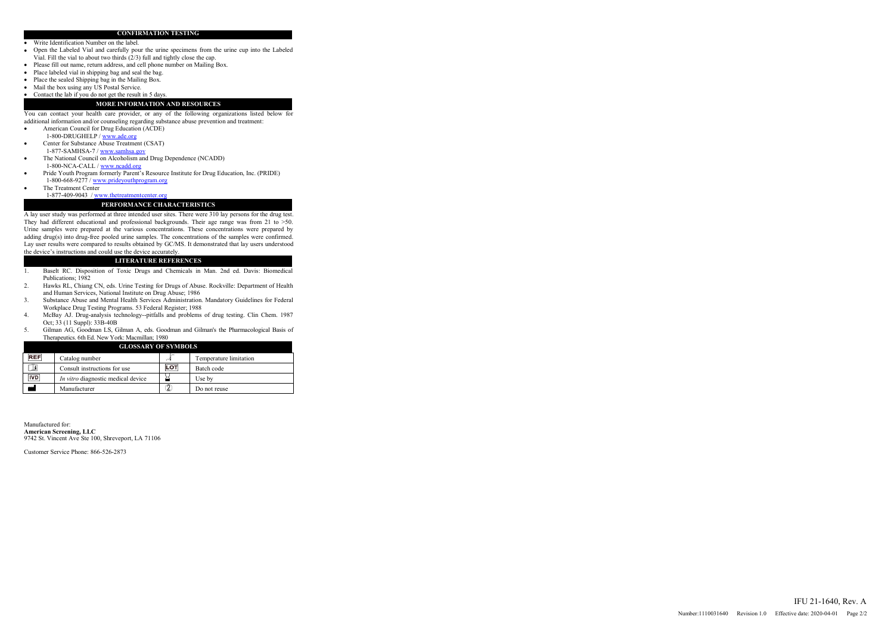## CONFIRMATION TESTING

- Write Identification Number on the label.
- Open the Labeled Vial and carefully pour the urine specimens from the urine cup into the Labeled Vial. Fill the vial to about two thirds (2/3) full and tightly close the cap.
- Please fill out name, return address, and cell phone number on Mailing Box.
- Place labeled vial in shipping bag and seal the bag.
- Place the sealed Shipping bag in the Mailing Box.
- Mail the box using any US Postal Service.
- Contact the lab if you do not get the result in 5 days.

## MORE INFORMATION AND RESOURCES

You can contact your health care provider, or any of the following organizations listed below for additional information and/or counseling regarding substance abuse prevention and treatment:

- American Council for Drug Education (ACDE)
  1-800-DRUGHELP / www.ade.org
- Center for Substance Abuse Treatment (CSAT)
  1-877-SAMHSA-7 / www.samhsa.gov
- The National Council on Alcoholism and Drug Dependence (NCADD)
  1-800-NCA-CALL / www.ncadd.org
- Pride Youth Program formerly Parent's Resource Institute for Drug Education, Inc. (PRIDE)
  1-800-668-9277 / www.prideyouthprogram.org
- The Treatment Center
  1-877-409-9043 / www.thetreatmentcenter.org

## PERFORMANCE CHARACTERISTICS

A lay user study was performed at three intended user sites. There were 310 lay persons for the drug test. They had different educational and professional backgrounds. Their age range was from 21 to >50. Urine samples were prepared at the various concentrations. These concentrations were prepared by adding drug(s) into drug-free pooled urine samples. The concentrations of the samples were confirmed. Lay user results were compared to results obtained by GC/MS. It demonstrated that lay users understood the device's instructions and could use the device accurately.

## LITERATURE REFERENCES

1. Baselt RC. Disposition of Toxic Drugs and Chemicals in Man. 2nd ed. Davis: Biomedical Publications; 1982
2. Hawks RL, Chiang CN, eds. Urine Testing for Drugs of Abuse. Rockville: Department of Health and Human Services, National Institute on Drug Abuse; 1986
3. Substance Abuse and Mental Health Services Administration. Mandatory Guidelines for Federal Workplace Drug Testing Programs. 53 Federal Register; 1988
4. McBay AJ. Drug-analysis technology--pitfalls and problems of drug testing. Clin Chem. 1987 Oct; 33 (11 Suppl): 33B-40B
5. Gilman AG, Goodman LS, Gilman A, eds. Goodman and Gilman's the Pharmacological Basis of Therapeutics. 6th Ed. New York: Macmillan; 1980

## GLOSSARY OF SYMBOLS

| | | | |
|---|---|---|---|
| REF | Catalog number | | Temperature limitation |
| | Consult instructions for use | LOT | Batch code |
| IVD | *In vitro* diagnostic medical device | | Use by |
| | Manufacturer | | Do not reuse |

Manufactured for:
**American Screening, LLC**
9742 St. Vincent Ave Ste 100, Shreveport, LA 71106

Customer Service Phone: 866-526-2873

IFU 21-1640, Rev. A

Number:1110031640 Revision 1.0 Effective date: 2020-04-01